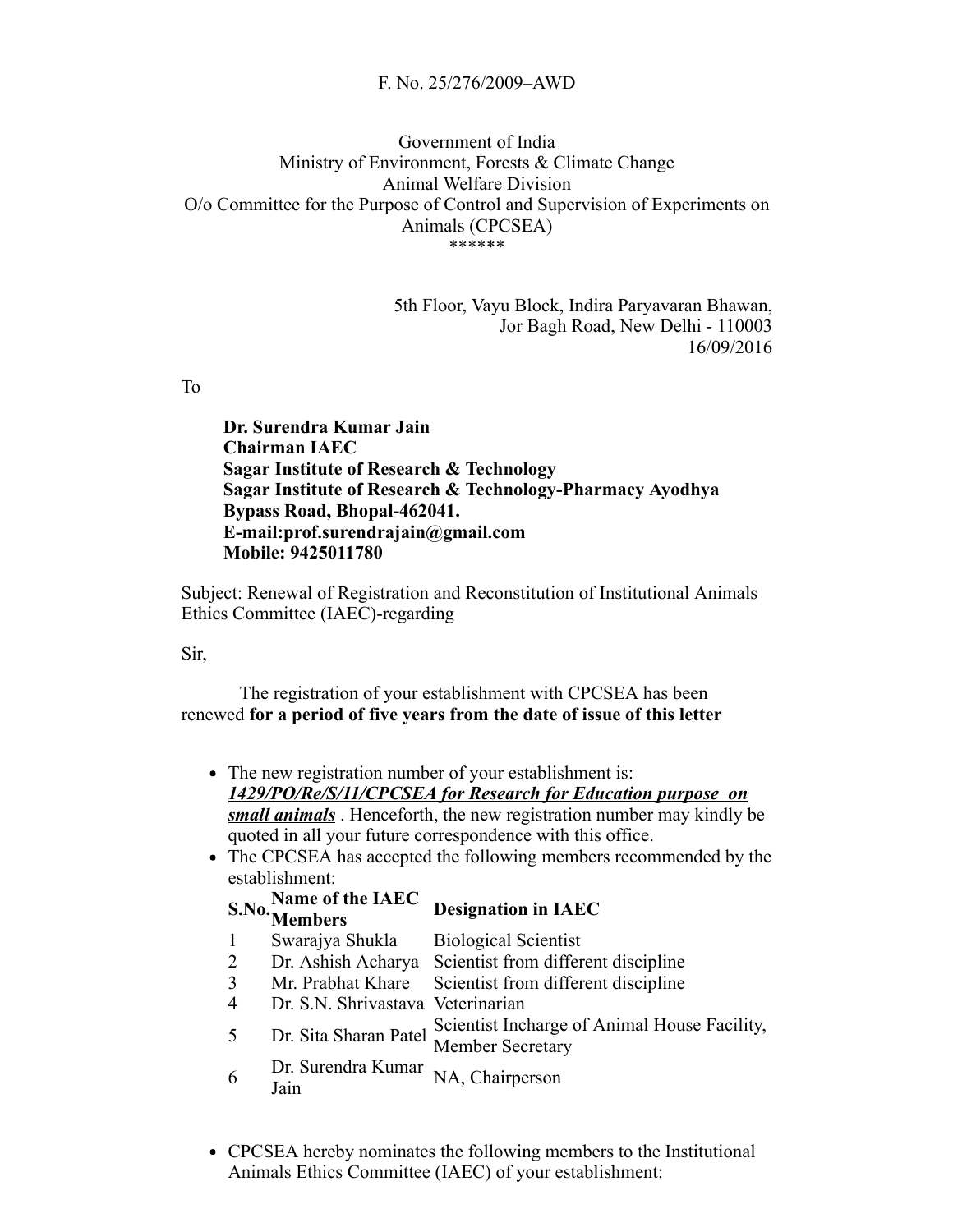F. No. 25/276/2009–AWD

Government of India
Ministry of Environment, Forests & Climate Change
Animal Welfare Division
O/o Committee for the Purpose of Control and Supervision of Experiments on Animals (CPCSEA)
******

5th Floor, Vayu Block, Indira Paryavaran Bhawan,
Jor Bagh Road, New Delhi - 110003
16/09/2016

To

**Dr. Surendra Kumar Jain**
**Chairman IAEC**
**Sagar Institute of Research & Technology**
**Sagar Institute of Research & Technology-Pharmacy Ayodhya Bypass Road, Bhopal-462041.**
**E-mail:prof.surendrajain@gmail.com**
**Mobile: 9425011780**

Subject: Renewal of Registration and Reconstitution of Institutional Animals Ethics Committee (IAEC)-regarding

Sir,

The registration of your establishment with CPCSEA has been renewed **for a period of five years from the date of issue of this letter**

- The new registration number of your establishment is: ***1429/PO/Re/S/11/CPCSEA for Research for Education purpose on small animals*** . Henceforth, the new registration number may kindly be quoted in all your future correspondence with this office.
- The CPCSEA has accepted the following members recommended by the establishment:

| S.No. | Name of the IAEC Members | Designation in IAEC |
|---|---|---|
| 1 | Swarajya Shukla | Biological Scientist |
| 2 | Dr. Ashish Acharya | Scientist from different discipline |
| 3 | Mr. Prabhat Khare | Scientist from different discipline |
| 4 | Dr. S.N. Shrivastava | Veterinarian |
| 5 | Dr. Sita Sharan Patel | Scientist Incharge of Animal House Facility, Member Secretary |
| 6 | Dr. Surendra Kumar Jain | NA, Chairperson |

- CPCSEA hereby nominates the following members to the Institutional Animals Ethics Committee (IAEC) of your establishment: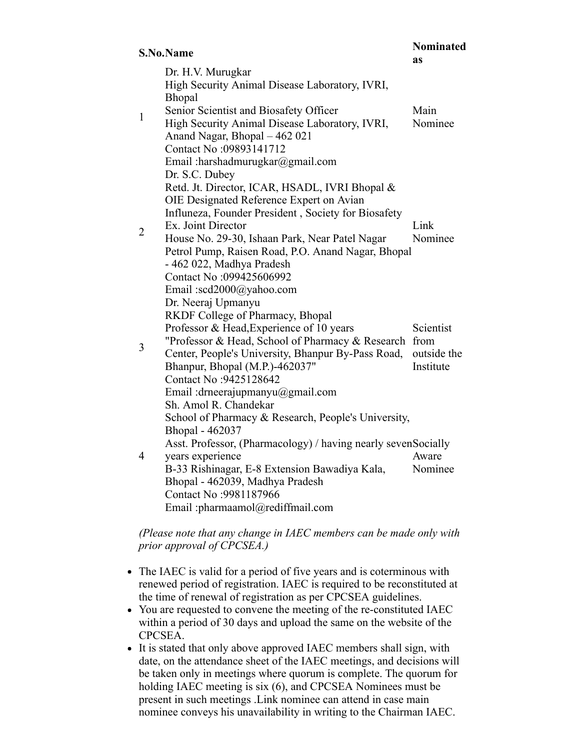| S.No. | Name | Nominated as |
|---|---|---|
| 1 | Dr. H.V. Murugkar<br>High Security Animal Disease Laboratory, IVRI, Bhopal<br>Senior Scientist and Biosafety Officer<br>High Security Animal Disease Laboratory, IVRI, Anand Nagar, Bhopal – 462 021<br>Contact No :09893141712<br>Email :harshadmurugkar@gmail.com | Main Nominee |
| 2 | Dr. S.C. Dubey<br>Retd. Jt. Director, ICAR, HSADL, IVRI Bhopal & OIE Designated Reference Expert on Avian Influneza, Founder President , Society for Biosafety<br>Ex. Joint Director<br>House No. 29-30, Ishaan Park, Near Patel Nagar Petrol Pump, Raisen Road, P.O. Anand Nagar, Bhopal - 462 022, Madhya Pradesh<br>Contact No :099425606992<br>Email :scd2000@yahoo.com | Link Nominee |
| 3 | Dr. Neeraj Upmanyu<br>RKDF College of Pharmacy, Bhopal<br>Professor & Head,Experience of 10 years<br>"Professor & Head, School of Pharmacy & Research Center, People's University, Bhanpur By-Pass Road, Bhanpur, Bhopal (M.P.)-462037"<br>Contact No :9425128642<br>Email :drneerajupmanyu@gmail.com | Scientist from outside the Institute |
| 4 | Sh. Amol R. Chandekar<br>School of Pharmacy & Research, People's University, Bhopal - 462037<br>Asst. Professor, (Pharmacology) / having nearly seven years experience<br>B-33 Rishinagar, E-8 Extension Bawadiya Kala, Bhopal - 462039, Madhya Pradesh<br>Contact No :9981187966<br>Email :pharmaamol@rediffmail.com | Socially Aware Nominee |

*(Please note that any change in IAEC members can be made only with prior approval of CPCSEA.)*

- The IAEC is valid for a period of five years and is coterminous with renewed period of registration. IAEC is required to be reconstituted at the time of renewal of registration as per CPCSEA guidelines.
- You are requested to convene the meeting of the re-constituted IAEC within a period of 30 days and upload the same on the website of the CPCSEA.
- It is stated that only above approved IAEC members shall sign, with date, on the attendance sheet of the IAEC meetings, and decisions will be taken only in meetings where quorum is complete. The quorum for holding IAEC meeting is six (6), and CPCSEA Nominees must be present in such meetings .Link nominee can attend in case main nominee conveys his unavailability in writing to the Chairman IAEC.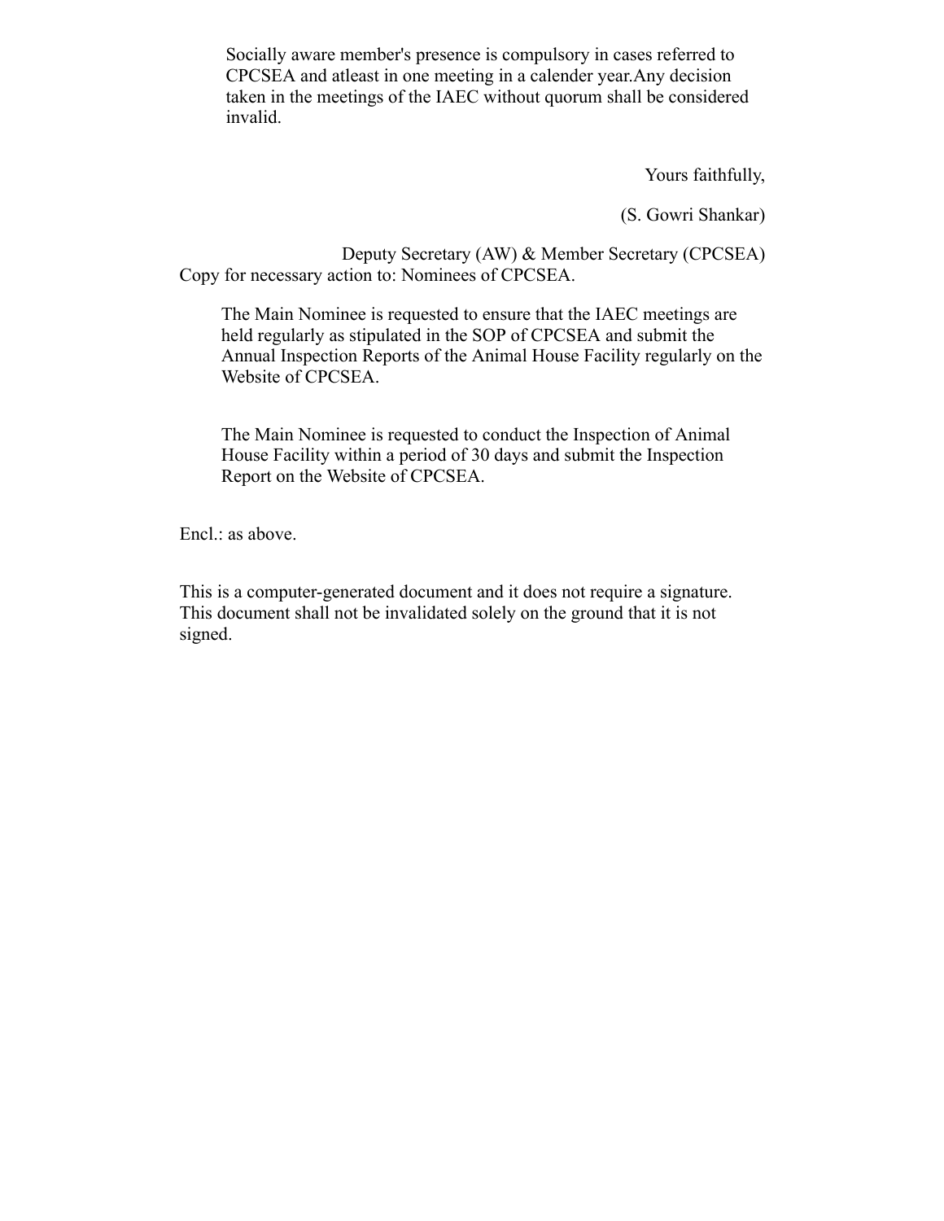Socially aware member's presence is compulsory in cases referred to CPCSEA and atleast in one meeting in a calender year.Any decision taken in the meetings of the IAEC without quorum shall be considered invalid.

Yours faithfully,

(S. Gowri Shankar)

Deputy Secretary (AW) & Member Secretary (CPCSEA)

Copy for necessary action to: Nominees of CPCSEA.

The Main Nominee is requested to ensure that the IAEC meetings are held regularly as stipulated in the SOP of CPCSEA and submit the Annual Inspection Reports of the Animal House Facility regularly on the Website of CPCSEA.

The Main Nominee is requested to conduct the Inspection of Animal House Facility within a period of 30 days and submit the Inspection Report on the Website of CPCSEA.

Encl.: as above.

This is a computer-generated document and it does not require a signature. This document shall not be invalidated solely on the ground that it is not signed.